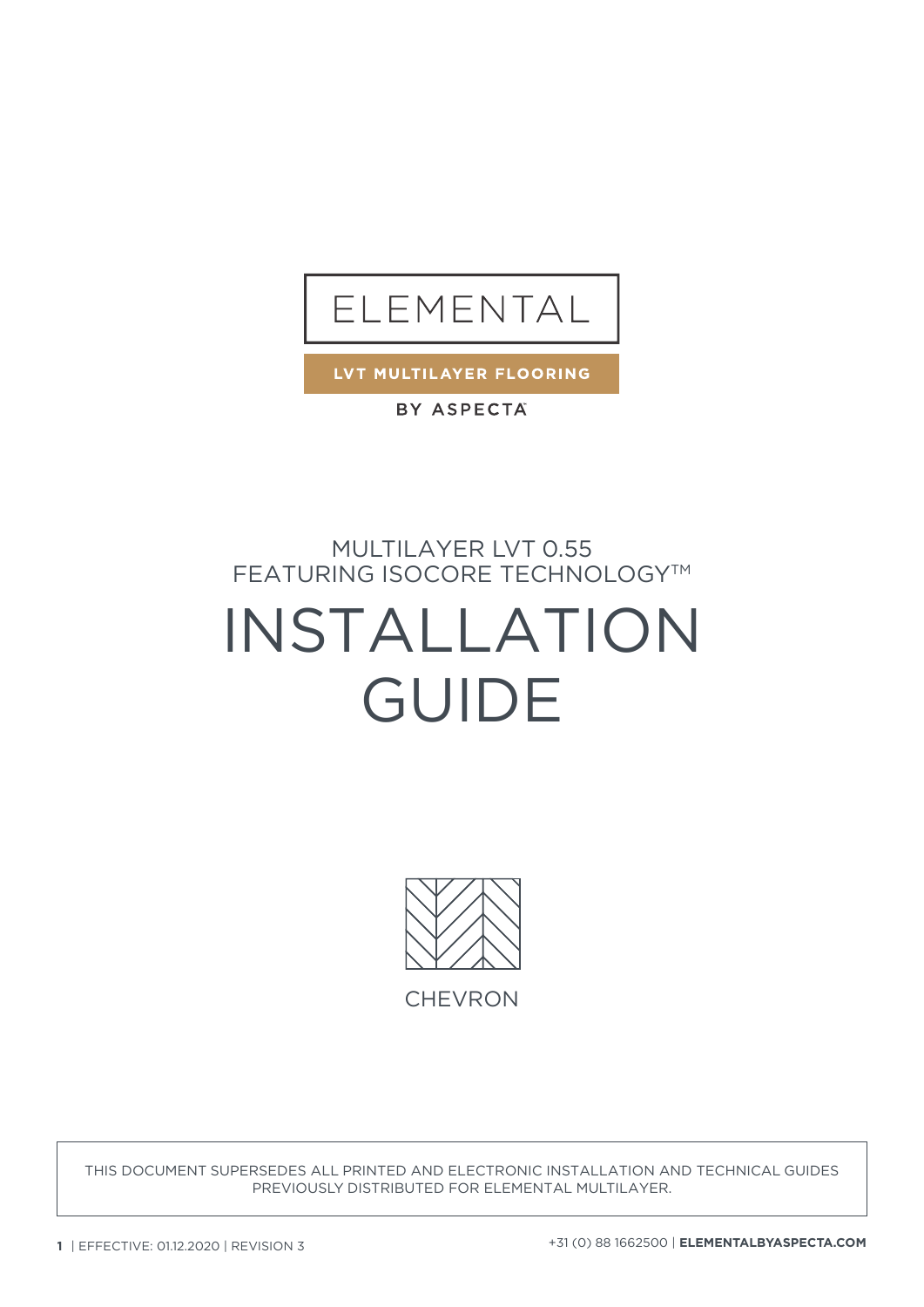# ELEMENTAL

**LVT MULTILAYER FLOORING**

**BY ASPECTA**

MULTILAYER LVT 0.55
FEATURING ISOCORE TECHNOLOGY™

# INSTALLATION GUIDE

CHEVRON

THIS DOCUMENT SUPERSEDES ALL PRINTED AND ELECTRONIC INSTALLATION AND TECHNICAL GUIDES PREVIOUSLY DISTRIBUTED FOR ELEMENTAL MULTILAYER.

EFFECTIVE: 01.12.2020 | REVISION 3

+31 (0) 88 1662500 | **ELEMENTALBYASPECTA.COM**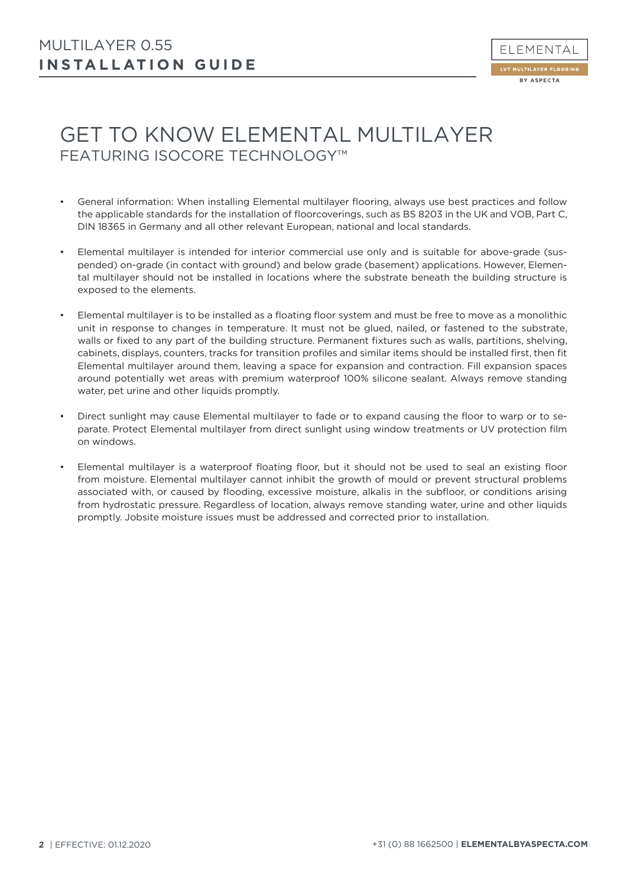# GET TO KNOW ELEMENTAL MULTILAYER

## FEATURING ISOCORE TECHNOLOGY™

- General information: When installing Elemental multilayer flooring, always use best practices and follow the applicable standards for the installation of floorcoverings, such as BS 8203 in the UK and VOB, Part C, DIN 18365 in Germany and all other relevant European, national and local standards.
- Elemental multilayer is intended for interior commercial use only and is suitable for above-grade (suspended) on-grade (in contact with ground) and below grade (basement) applications. However, Elemental multilayer should not be installed in locations where the substrate beneath the building structure is exposed to the elements.
- Elemental multilayer is to be installed as a floating floor system and must be free to move as a monolithic unit in response to changes in temperature. It must not be glued, nailed, or fastened to the substrate, walls or fixed to any part of the building structure. Permanent fixtures such as walls, partitions, shelving, cabinets, displays, counters, tracks for transition profiles and similar items should be installed first, then fit Elemental multilayer around them, leaving a space for expansion and contraction. Fill expansion spaces around potentially wet areas with premium waterproof 100% silicone sealant. Always remove standing water, pet urine and other liquids promptly.
- Direct sunlight may cause Elemental multilayer to fade or to expand causing the floor to warp or to separate. Protect Elemental multilayer from direct sunlight using window treatments or UV protection film on windows.
- Elemental multilayer is a waterproof floating floor, but it should not be used to seal an existing floor from moisture. Elemental multilayer cannot inhibit the growth of mould or prevent structural problems associated with, or caused by flooding, excessive moisture, alkalis in the subfloor, or conditions arising from hydrostatic pressure. Regardless of location, always remove standing water, urine and other liquids promptly. Jobsite moisture issues must be addressed and corrected prior to installation.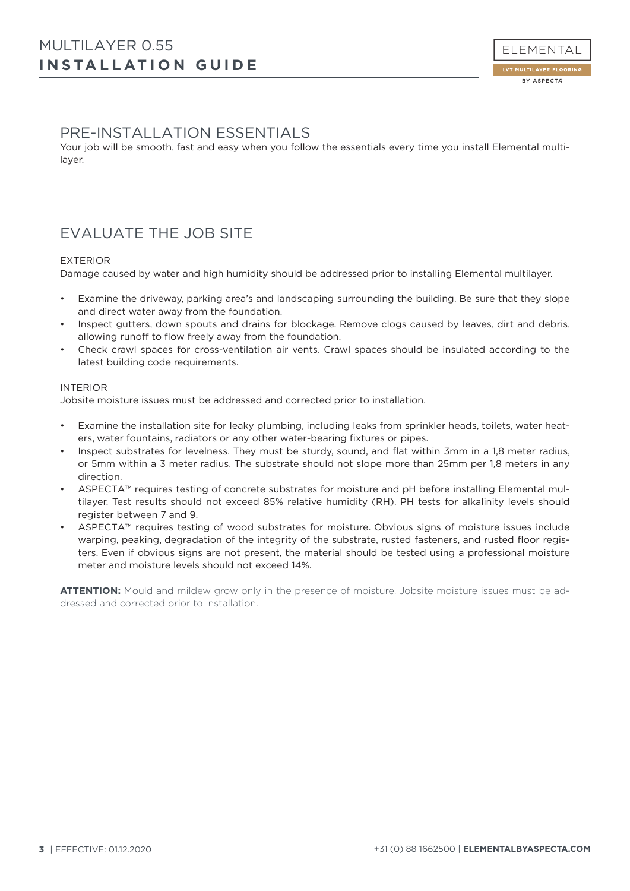## PRE-INSTALLATION ESSENTIALS

Your job will be smooth, fast and easy when you follow the essentials every time you install Elemental multilayer.

## EVALUATE THE JOB SITE

### EXTERIOR

Damage caused by water and high humidity should be addressed prior to installing Elemental multilayer.

- Examine the driveway, parking area's and landscaping surrounding the building. Be sure that they slope and direct water away from the foundation.
- Inspect gutters, down spouts and drains for blockage. Remove clogs caused by leaves, dirt and debris, allowing runoff to flow freely away from the foundation.
- Check crawl spaces for cross-ventilation air vents. Crawl spaces should be insulated according to the latest building code requirements.

### INTERIOR

Jobsite moisture issues must be addressed and corrected prior to installation.

- Examine the installation site for leaky plumbing, including leaks from sprinkler heads, toilets, water heaters, water fountains, radiators or any other water-bearing fixtures or pipes.
- Inspect substrates for levelness. They must be sturdy, sound, and flat within 3mm in a 1,8 meter radius, or 5mm within a 3 meter radius. The substrate should not slope more than 25mm per 1,8 meters in any direction.
- ASPECTA™ requires testing of concrete substrates for moisture and pH before installing Elemental multilayer. Test results should not exceed 85% relative humidity (RH). PH tests for alkalinity levels should register between 7 and 9.
- ASPECTA™ requires testing of wood substrates for moisture. Obvious signs of moisture issues include warping, peaking, degradation of the integrity of the substrate, rusted fasteners, and rusted floor registers. Even if obvious signs are not present, the material should be tested using a professional moisture meter and moisture levels should not exceed 14%.

**ATTENTION:** Mould and mildew grow only in the presence of moisture. Jobsite moisture issues must be addressed and corrected prior to installation.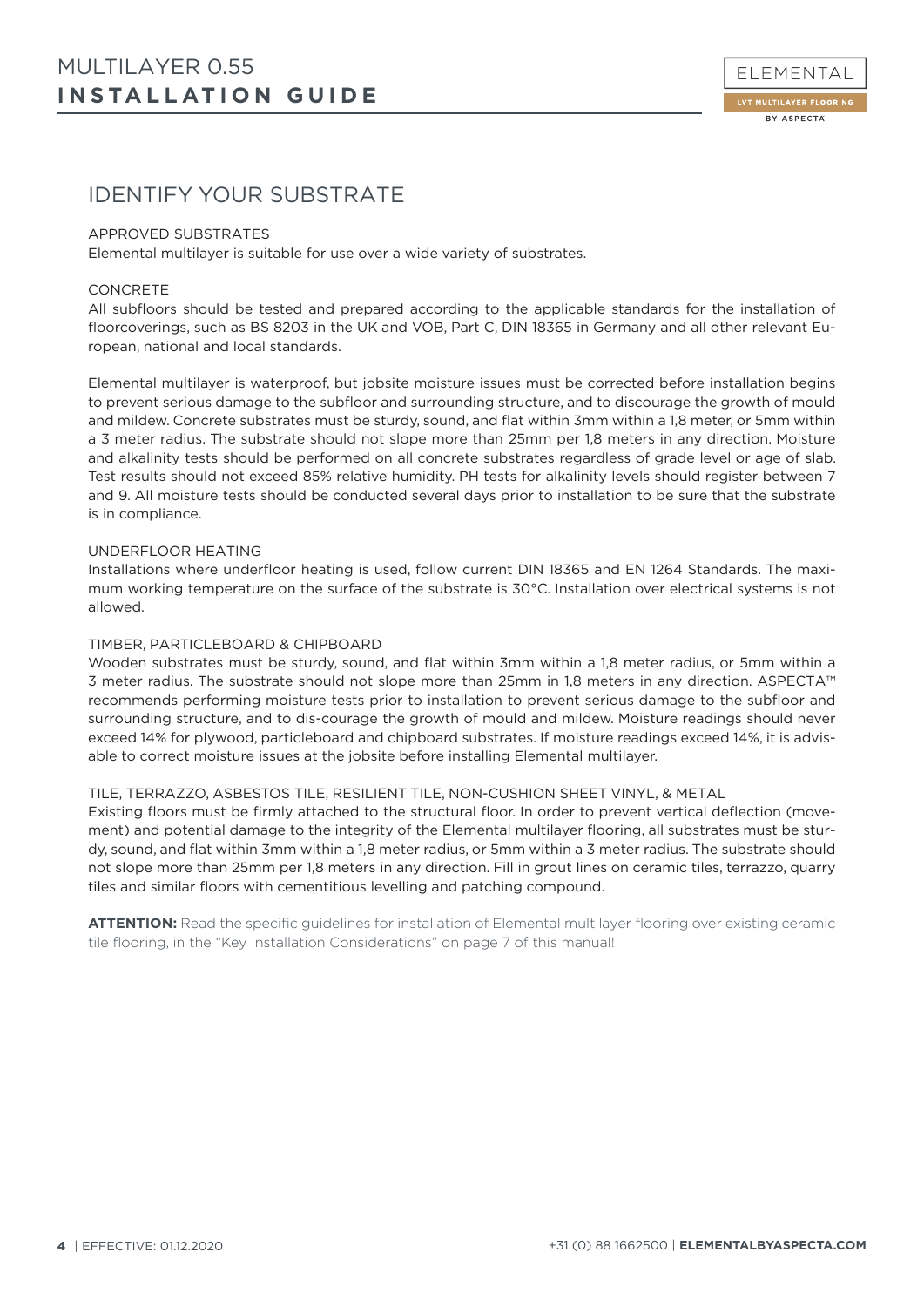## IDENTIFY YOUR SUBSTRATE

### APPROVED SUBSTRATES

Elemental multilayer is suitable for use over a wide variety of substrates.

### CONCRETE

All subfloors should be tested and prepared according to the applicable standards for the installation of floorcoverings, such as BS 8203 in the UK and VOB, Part C, DIN 18365 in Germany and all other relevant European, national and local standards.

Elemental multilayer is waterproof, but jobsite moisture issues must be corrected before installation begins to prevent serious damage to the subfloor and surrounding structure, and to discourage the growth of mould and mildew. Concrete substrates must be sturdy, sound, and flat within 3mm within a 1,8 meter, or 5mm within a 3 meter radius. The substrate should not slope more than 25mm per 1,8 meters in any direction. Moisture and alkalinity tests should be performed on all concrete substrates regardless of grade level or age of slab. Test results should not exceed 85% relative humidity. PH tests for alkalinity levels should register between 7 and 9. All moisture tests should be conducted several days prior to installation to be sure that the substrate is in compliance.

### UNDERFLOOR HEATING

Installations where underfloor heating is used, follow current DIN 18365 and EN 1264 Standards. The maximum working temperature on the surface of the substrate is 30°C. Installation over electrical systems is not allowed.

### TIMBER, PARTICLEBOARD & CHIPBOARD

Wooden substrates must be sturdy, sound, and flat within 3mm within a 1,8 meter radius, or 5mm within a 3 meter radius. The substrate should not slope more than 25mm in 1,8 meters in any direction. ASPECTA™ recommends performing moisture tests prior to installation to prevent serious damage to the subfloor and surrounding structure, and to dis-courage the growth of mould and mildew. Moisture readings should never exceed 14% for plywood, particleboard and chipboard substrates. If moisture readings exceed 14%, it is advisable to correct moisture issues at the jobsite before installing Elemental multilayer.

### TILE, TERRAZZO, ASBESTOS TILE, RESILIENT TILE, NON-CUSHION SHEET VINYL, & METAL

Existing floors must be firmly attached to the structural floor. In order to prevent vertical deflection (movement) and potential damage to the integrity of the Elemental multilayer flooring, all substrates must be sturdy, sound, and flat within 3mm within a 1,8 meter radius, or 5mm within a 3 meter radius. The substrate should not slope more than 25mm per 1,8 meters in any direction. Fill in grout lines on ceramic tiles, terrazzo, quarry tiles and similar floors with cementitious levelling and patching compound.

**ATTENTION:** Read the specific guidelines for installation of Elemental multilayer flooring over existing ceramic tile flooring, in the "Key Installation Considerations" on page 7 of this manual!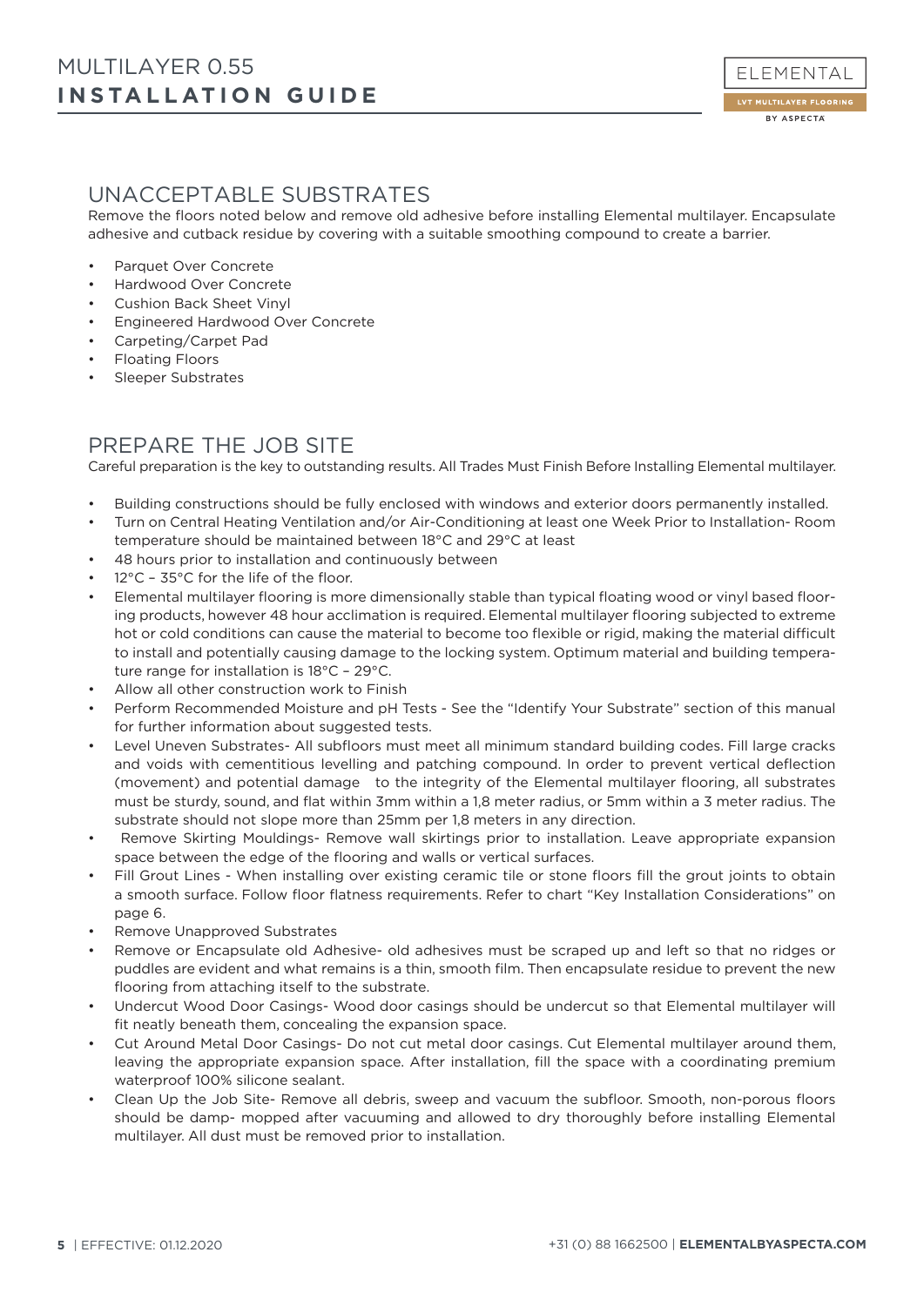## UNACCEPTABLE SUBSTRATES

Remove the floors noted below and remove old adhesive before installing Elemental multilayer. Encapsulate adhesive and cutback residue by covering with a suitable smoothing compound to create a barrier.

- Parquet Over Concrete
- Hardwood Over Concrete
- Cushion Back Sheet Vinyl
- Engineered Hardwood Over Concrete
- Carpeting/Carpet Pad
- Floating Floors
- Sleeper Substrates

## PREPARE THE JOB SITE

Careful preparation is the key to outstanding results. All Trades Must Finish Before Installing Elemental multilayer.

- Building constructions should be fully enclosed with windows and exterior doors permanently installed.
- Turn on Central Heating Ventilation and/or Air-Conditioning at least one Week Prior to Installation- Room temperature should be maintained between 18°C and 29°C at least
- 48 hours prior to installation and continuously between
- 12°C – 35°C for the life of the floor.
- Elemental multilayer flooring is more dimensionally stable than typical floating wood or vinyl based flooring products, however 48 hour acclimation is required. Elemental multilayer flooring subjected to extreme hot or cold conditions can cause the material to become too flexible or rigid, making the material difficult to install and potentially causing damage to the locking system. Optimum material and building temperature range for installation is 18°C – 29°C.
- Allow all other construction work to Finish
- Perform Recommended Moisture and pH Tests - See the "Identify Your Substrate" section of this manual for further information about suggested tests.
- Level Uneven Substrates- All subfloors must meet all minimum standard building codes. Fill large cracks and voids with cementitious levelling and patching compound. In order to prevent vertical deflection (movement) and potential damage to the integrity of the Elemental multilayer flooring, all substrates must be sturdy, sound, and flat within 3mm within a 1,8 meter radius, or 5mm within a 3 meter radius. The substrate should not slope more than 25mm per 1,8 meters in any direction.
- Remove Skirting Mouldings- Remove wall skirtings prior to installation. Leave appropriate expansion space between the edge of the flooring and walls or vertical surfaces.
- Fill Grout Lines - When installing over existing ceramic tile or stone floors fill the grout joints to obtain a smooth surface. Follow floor flatness requirements. Refer to chart "Key Installation Considerations" on page 6.
- Remove Unapproved Substrates
- Remove or Encapsulate old Adhesive- old adhesives must be scraped up and left so that no ridges or puddles are evident and what remains is a thin, smooth film. Then encapsulate residue to prevent the new flooring from attaching itself to the substrate.
- Undercut Wood Door Casings- Wood door casings should be undercut so that Elemental multilayer will fit neatly beneath them, concealing the expansion space.
- Cut Around Metal Door Casings- Do not cut metal door casings. Cut Elemental multilayer around them, leaving the appropriate expansion space. After installation, fill the space with a coordinating premium waterproof 100% silicone sealant.
- Clean Up the Job Site- Remove all debris, sweep and vacuum the subfloor. Smooth, non-porous floors should be damp- mopped after vacuuming and allowed to dry thoroughly before installing Elemental multilayer. All dust must be removed prior to installation.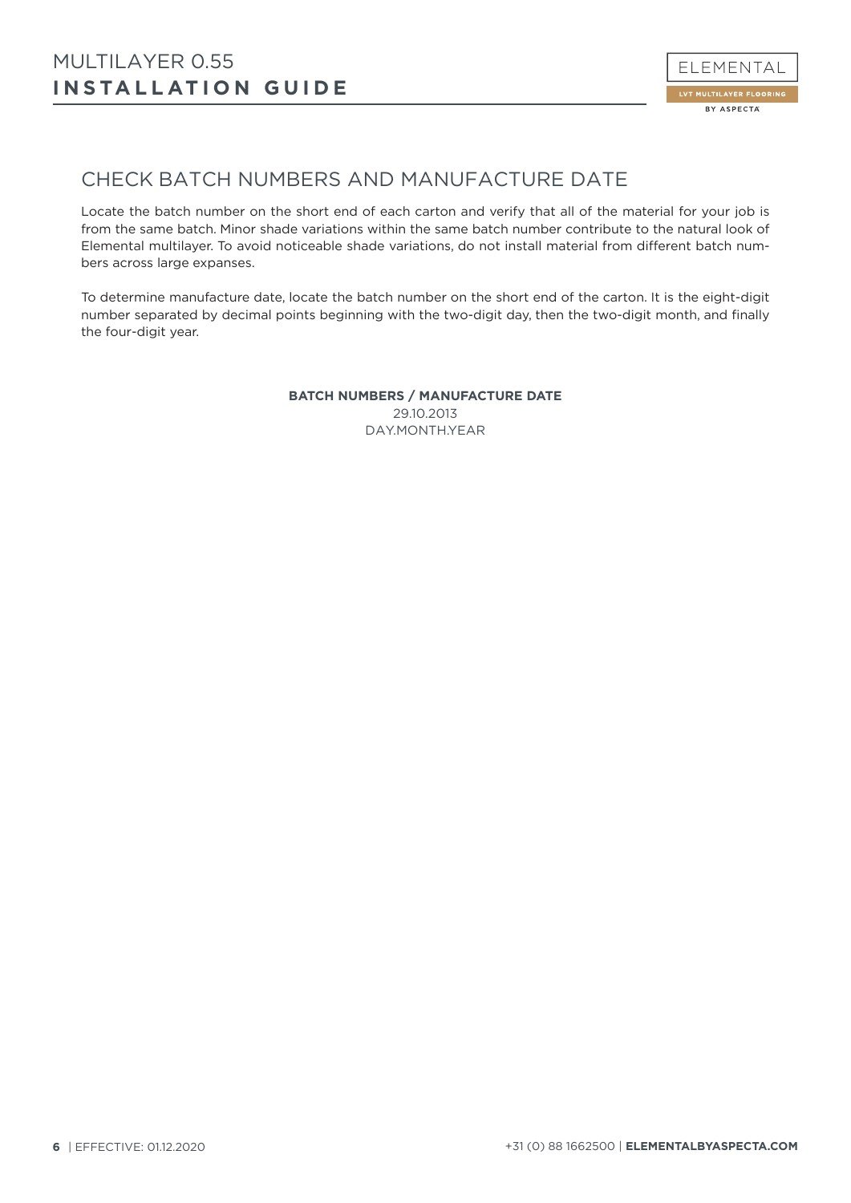## CHECK BATCH NUMBERS AND MANUFACTURE DATE

Locate the batch number on the short end of each carton and verify that all of the material for your job is from the same batch. Minor shade variations within the same batch number contribute to the natural look of Elemental multilayer. To avoid noticeable shade variations, do not install material from different batch numbers across large expanses.

To determine manufacture date, locate the batch number on the short end of the carton. It is the eight-digit number separated by decimal points beginning with the two-digit day, then the two-digit month, and finally the four-digit year.

**BATCH NUMBERS / MANUFACTURE DATE**
29.10.2013
DAY.MONTH.YEAR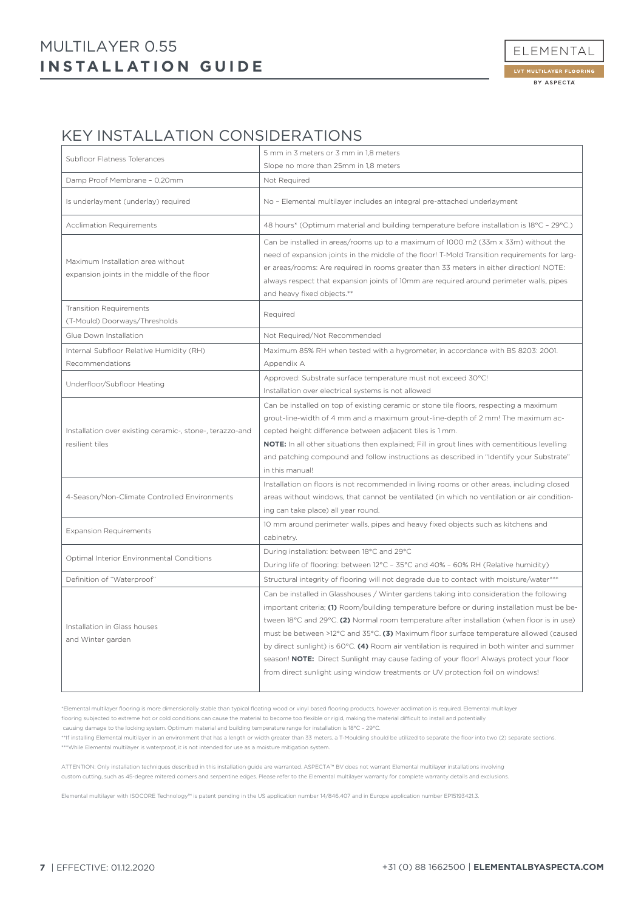## KEY INSTALLATION CONSIDERATIONS

| | |
|---|---|
| Subfloor Flatness Tolerances | 5 mm in 3 meters or 3 mm in 1,8 meters<br>Slope no more than 25mm in 1,8 meters |
| Damp Proof Membrane – 0,20mm | Not Required |
| Is underlayment (underlay) required | No – Elemental multilayer includes an integral pre-attached underlayment |
| Acclimation Requirements | 48 hours* (Optimum material and building temperature before installation is 18°C – 29°C.) |
| Maximum Installation area without expansion joints in the middle of the floor | Can be installed in areas/rooms up to a maximum of 1000 m2 (33m x 33m) without the need of expansion joints in the middle of the floor! T-Mold Transition requirements for larger areas/rooms: Are required in rooms greater than 33 meters in either direction! NOTE: always respect that expansion joints of 10mm are required around perimeter walls, pipes and heavy fixed objects.** |
| Transition Requirements (T-Mould) Doorways/Thresholds | Required |
| Glue Down Installation | Not Required/Not Recommended |
| Internal Subfloor Relative Humidity (RH) Recommendations | Maximum 85% RH when tested with a hygrometer, in accordance with BS 8203: 2001. Appendix A |
| Underfloor/Subfloor Heating | Approved: Substrate surface temperature must not exceed 30°C!<br>Installation over electrical systems is not allowed |
| Installation over existing ceramic-, stone-, terazzo-and resilient tiles | Can be installed on top of existing ceramic or stone tile floors, respecting a maximum grout-line-width of 4 mm and a maximum grout-line-depth of 2 mm! The maximum accepted height difference between adjacent tiles is 1 mm.<br>**NOTE:** In all other situations then explained; Fill in grout lines with cementitious levelling and patching compound and follow instructions as described in "Identify your Substrate" in this manual! |
| 4-Season/Non-Climate Controlled Environments | Installation on floors is not recommended in living rooms or other areas, including closed areas without windows, that cannot be ventilated (in which no ventilation or air conditioning can take place) all year round. |
| Expansion Requirements | 10 mm around perimeter walls, pipes and heavy fixed objects such as kitchens and cabinetry. |
| Optimal Interior Environmental Conditions | During installation: between 18°C and 29°C<br>During life of flooring: between 12°C – 35°C and 40% – 60% RH (Relative humidity) |
| Definition of "Waterproof" | Structural integrity of flooring will not degrade due to contact with moisture/water*** |
| Installation in Glass houses and Winter garden | Can be installed in Glasshouses / Winter gardens taking into consideration the following important criteria; **(1)** Room/building temperature before or during installation must be between 18°C and 29°C. **(2)** Normal room temperature after installation (when floor is in use) must be between >12°C and 35°C. **(3)** Maximum floor surface temperature allowed (caused by direct sunlight) is 60°C. **(4)** Room air ventilation is required in both winter and summer season! **NOTE:** Direct Sunlight may cause fading of your floor! Always protect your floor from direct sunlight using window treatments or UV protection foil on windows! |

*Elemental multilayer flooring is more dimensionally stable than typical floating wood or vinyl based flooring products, however acclimation is required. Elemental multilayer flooring subjected to extreme hot or cold conditions can cause the material to become too flexible or rigid, making the material difficult to install and potentially causing damage to the locking system. Optimum material and building temperature range for installation is 18°C – 29°C.

**If installing Elemental multilayer in an environment that has a length or width greater than 33 meters, a T-Moulding should be utilized to separate the floor into two (2) separate sections.

***While Elemental multilayer is waterproof, it is not intended for use as a moisture mitigation system.

ATTENTION: Only installation techniques described in this installation guide are warranted. ASPECTA™ BV does not warrant Elemental multilayer installations involving custom cutting, such as 45-degree mitered corners and serpentine edges. Please refer to the Elemental multilayer warranty for complete warranty details and exclusions.

Elemental multilayer with ISOCORE Technology™ is patent pending in the US application number 14/846,407 and in Europe application number EP15193421.3.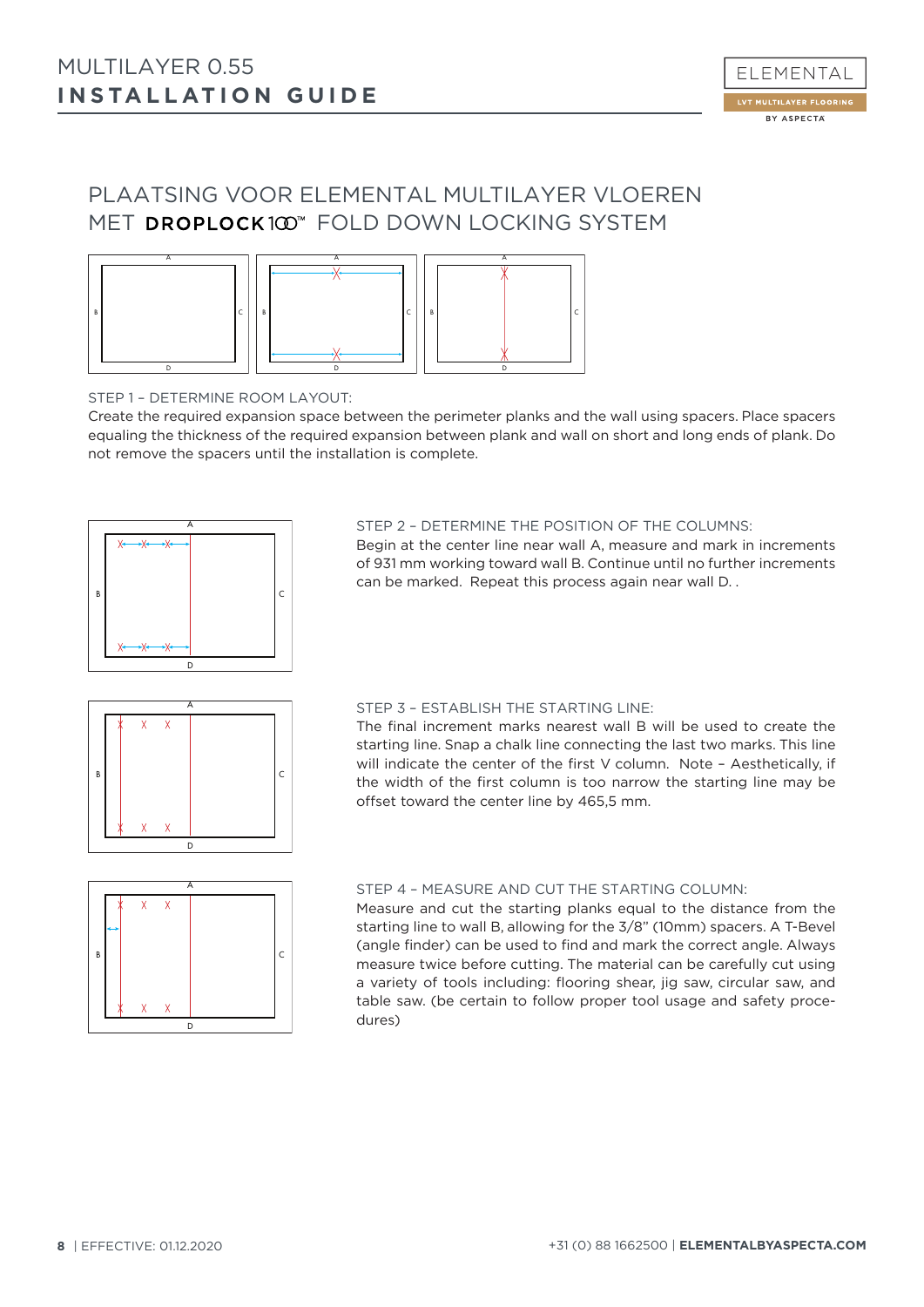## PLAATSING VOOR ELEMENTAL MULTILAYER VLOEREN MET DROPLOCK100™ FOLD DOWN LOCKING SYSTEM

STEP 1 – DETERMINE ROOM LAYOUT:

Create the required expansion space between the perimeter planks and the wall using spacers. Place spacers equaling the thickness of the required expansion between plank and wall on short and long ends of plank. Do not remove the spacers until the installation is complete.

STEP 2 – DETERMINE THE POSITION OF THE COLUMNS:

Begin at the center line near wall A, measure and mark in increments of 931 mm working toward wall B. Continue until no further increments can be marked. Repeat this process again near wall D. .

STEP 3 – ESTABLISH THE STARTING LINE:

The final increment marks nearest wall B will be used to create the starting line. Snap a chalk line connecting the last two marks. This line will indicate the center of the first V column. Note – Aesthetically, if the width of the first column is too narrow the starting line may be offset toward the center line by 465,5 mm.

STEP 4 – MEASURE AND CUT THE STARTING COLUMN:

Measure and cut the starting planks equal to the distance from the starting line to wall B, allowing for the 3/8" (10mm) spacers. A T-Bevel (angle finder) can be used to find and mark the correct angle. Always measure twice before cutting. The material can be carefully cut using a variety of tools including: flooring shear, jig saw, circular saw, and table saw. (be certain to follow proper tool usage and safety procedures)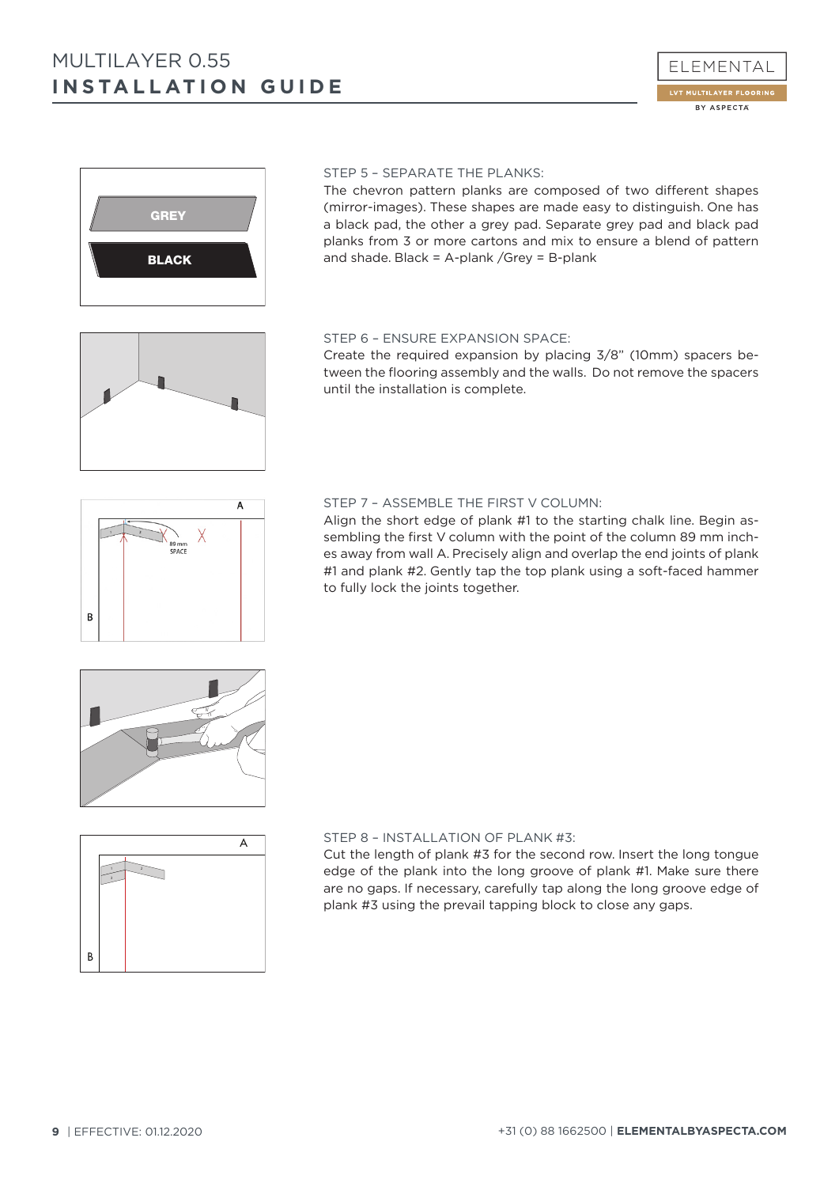### STEP 5 – SEPARATE THE PLANKS:

The chevron pattern planks are composed of two different shapes (mirror-images). These shapes are made easy to distinguish. One has a black pad, the other a grey pad. Separate grey pad and black pad planks from 3 or more cartons and mix to ensure a blend of pattern and shade. Black = A-plank /Grey = B-plank

### STEP 6 – ENSURE EXPANSION SPACE:

Create the required expansion by placing 3/8" (10mm) spacers between the flooring assembly and the walls. Do not remove the spacers until the installation is complete.

### STEP 7 – ASSEMBLE THE FIRST V COLUMN:

Align the short edge of plank #1 to the starting chalk line. Begin assembling the first V column with the point of the column 89 mm inches away from wall A. Precisely align and overlap the end joints of plank #1 and plank #2. Gently tap the top plank using a soft-faced hammer to fully lock the joints together.

### STEP 8 – INSTALLATION OF PLANK #3:

Cut the length of plank #3 for the second row. Insert the long tongue edge of the plank into the long groove of plank #1. Make sure there are no gaps. If necessary, carefully tap along the long groove edge of plank #3 using the prevail tapping block to close any gaps.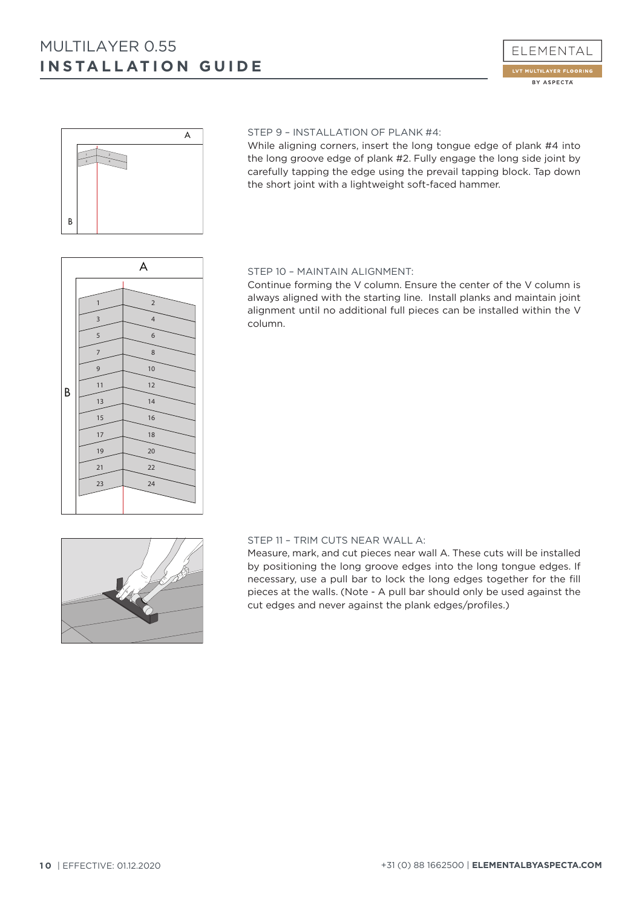STEP 9 – INSTALLATION OF PLANK #4:

While aligning corners, insert the long tongue edge of plank #4 into the long groove edge of plank #2. Fully engage the long side joint by carefully tapping the edge using the prevail tapping block. Tap down the short joint with a lightweight soft-faced hammer.

STEP 10 – MAINTAIN ALIGNMENT:

Continue forming the V column. Ensure the center of the V column is always aligned with the starting line. Install planks and maintain joint alignment until no additional full pieces can be installed within the V column.

STEP 11 – TRIM CUTS NEAR WALL A:

Measure, mark, and cut pieces near wall A. These cuts will be installed by positioning the long groove edges into the long tongue edges. If necessary, use a pull bar to lock the long edges together for the fill pieces at the walls. (Note - A pull bar should only be used against the cut edges and never against the plank edges/profiles.)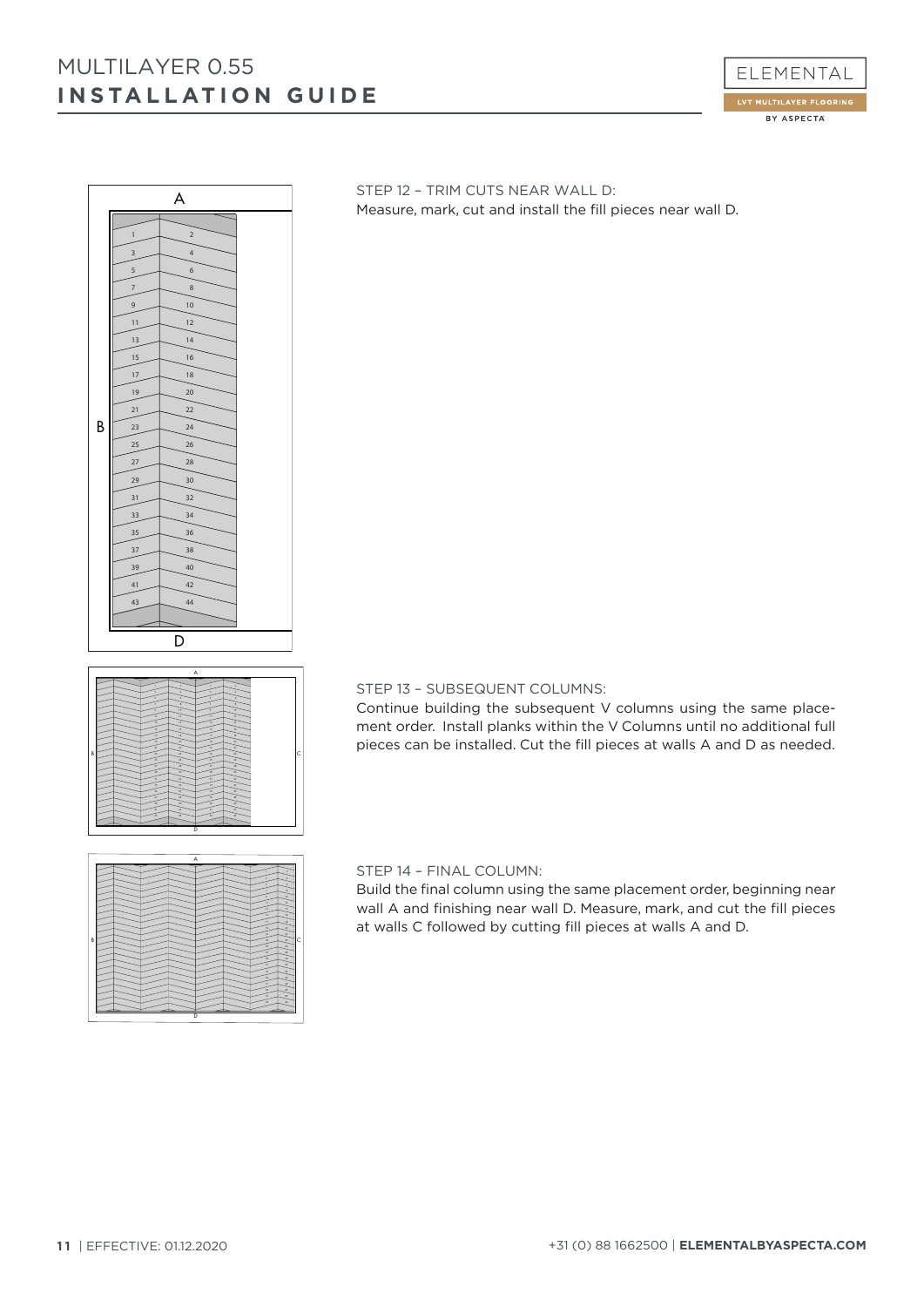STEP 12 – TRIM CUTS NEAR WALL D:

Measure, mark, cut and install the fill pieces near wall D.

STEP 13 – SUBSEQUENT COLUMNS:

Continue building the subsequent V columns using the same placement order. Install planks within the V Columns until no additional full pieces can be installed. Cut the fill pieces at walls A and D as needed.

STEP 14 – FINAL COLUMN:

Build the final column using the same placement order, beginning near wall A and finishing near wall D. Measure, mark, and cut the fill pieces at walls C followed by cutting fill pieces at walls A and D.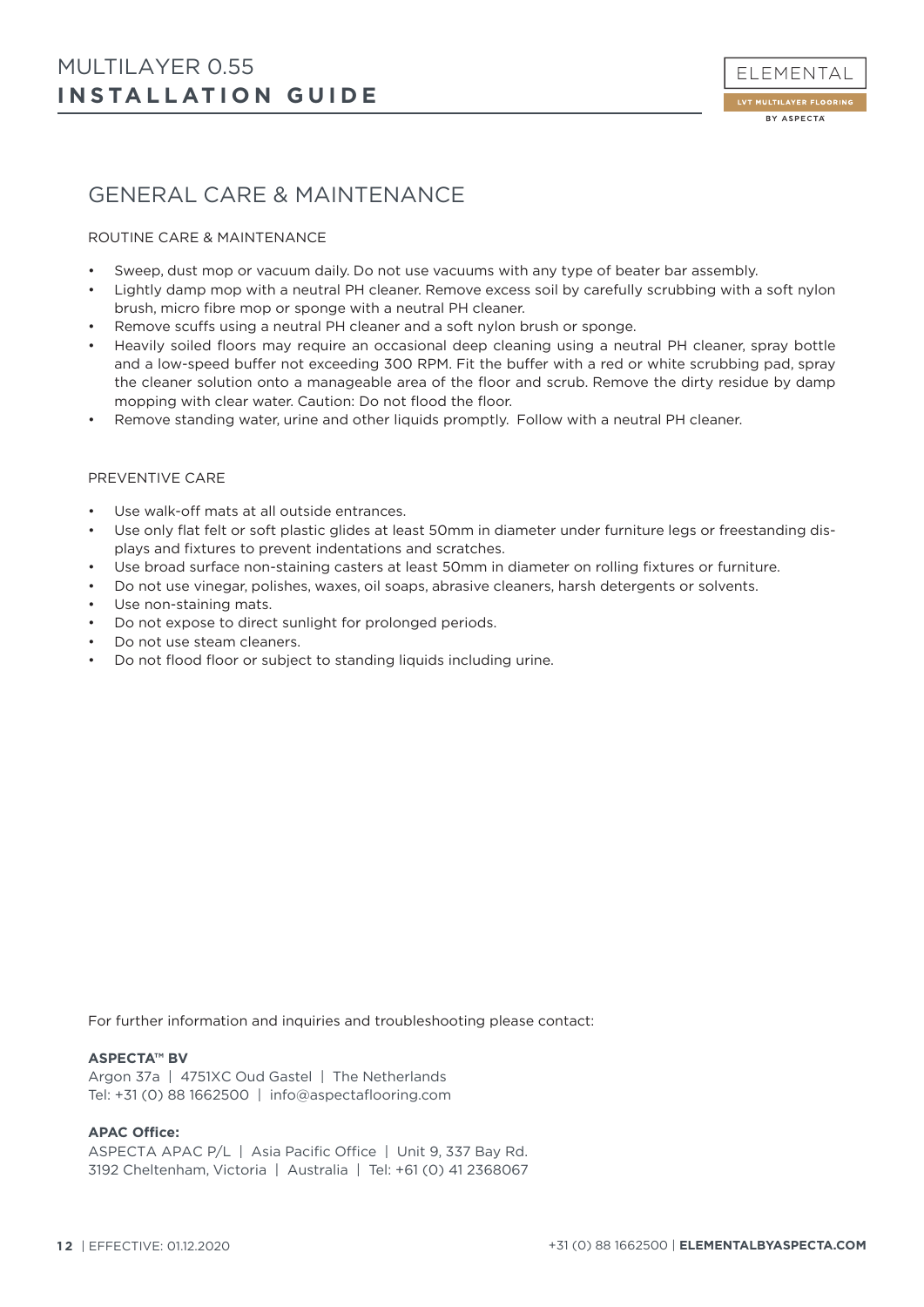## GENERAL CARE & MAINTENANCE

### ROUTINE CARE & MAINTENANCE

- Sweep, dust mop or vacuum daily. Do not use vacuums with any type of beater bar assembly.
- Lightly damp mop with a neutral PH cleaner. Remove excess soil by carefully scrubbing with a soft nylon brush, micro fibre mop or sponge with a neutral PH cleaner.
- Remove scuffs using a neutral PH cleaner and a soft nylon brush or sponge.
- Heavily soiled floors may require an occasional deep cleaning using a neutral PH cleaner, spray bottle and a low-speed buffer not exceeding 300 RPM. Fit the buffer with a red or white scrubbing pad, spray the cleaner solution onto a manageable area of the floor and scrub. Remove the dirty residue by damp mopping with clear water. Caution: Do not flood the floor.
- Remove standing water, urine and other liquids promptly. Follow with a neutral PH cleaner.

### PREVENTIVE CARE

- Use walk-off mats at all outside entrances.
- Use only flat felt or soft plastic glides at least 50mm in diameter under furniture legs or freestanding displays and fixtures to prevent indentations and scratches.
- Use broad surface non-staining casters at least 50mm in diameter on rolling fixtures or furniture.
- Do not use vinegar, polishes, waxes, oil soaps, abrasive cleaners, harsh detergents or solvents.
- Use non-staining mats.
- Do not expose to direct sunlight for prolonged periods.
- Do not use steam cleaners.
- Do not flood floor or subject to standing liquids including urine.

For further information and inquiries and troubleshooting please contact:

**ASPECTA™ BV**
Argon 37a | 4751XC Oud Gastel | The Netherlands
Tel: +31 (0) 88 1662500 | info@aspectaflooring.com

**APAC Office:**
ASPECTA APAC P/L | Asia Pacific Office | Unit 9, 337 Bay Rd.
3192 Cheltenham, Victoria | Australia | Tel: +61 (0) 41 2368067